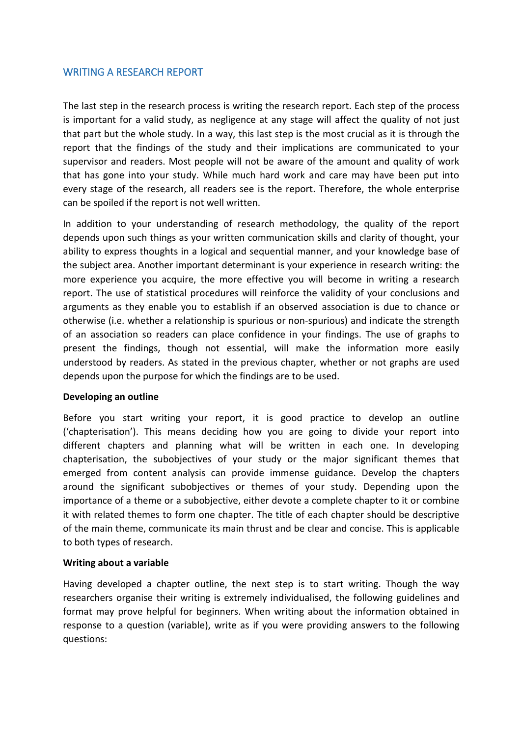## WRITING A RESEARCH REPORT

The last step in the research process is writing the research report. Each step of the process is important for a valid study, as negligence at any stage will affect the quality of not just that part but the whole study. In a way, this last step is the most crucial as it is through the report that the findings of the study and their implications are communicated to your supervisor and readers. Most people will not be aware of the amount and quality of work that has gone into your study. While much hard work and care may have been put into every stage of the research, all readers see is the report. Therefore, the whole enterprise can be spoiled if the report is not well written.

In addition to your understanding of research methodology, the quality of the report depends upon such things as your written communication skills and clarity of thought, your ability to express thoughts in a logical and sequential manner, and your knowledge base of the subject area. Another important determinant is your experience in research writing: the more experience you acquire, the more effective you will become in writing a research report. The use of statistical procedures will reinforce the validity of your conclusions and arguments as they enable you to establish if an observed association is due to chance or otherwise (i.e. whether a relationship is spurious or non-spurious) and indicate the strength of an association so readers can place confidence in your findings. The use of graphs to present the findings, though not essential, will make the information more easily understood by readers. As stated in the previous chapter, whether or not graphs are used depends upon the purpose for which the findings are to be used.

**Developing an outline**

Before you start writing your report, it is good practice to develop an outline ('chapterisation'). This means deciding how you are going to divide your report into different chapters and planning what will be written in each one. In developing chapterisation, the subobjectives of your study or the major significant themes that emerged from content analysis can provide immense guidance. Develop the chapters around the significant subobjectives or themes of your study. Depending upon the importance of a theme or a subobjective, either devote a complete chapter to it or combine it with related themes to form one chapter. The title of each chapter should be descriptive of the main theme, communicate its main thrust and be clear and concise. This is applicable to both types of research.

**Writing about a variable**

Having developed a chapter outline, the next step is to start writing. Though the way researchers organise their writing is extremely individualised, the following guidelines and format may prove helpful for beginners. When writing about the information obtained in response to a question (variable), write as if you were providing answers to the following questions: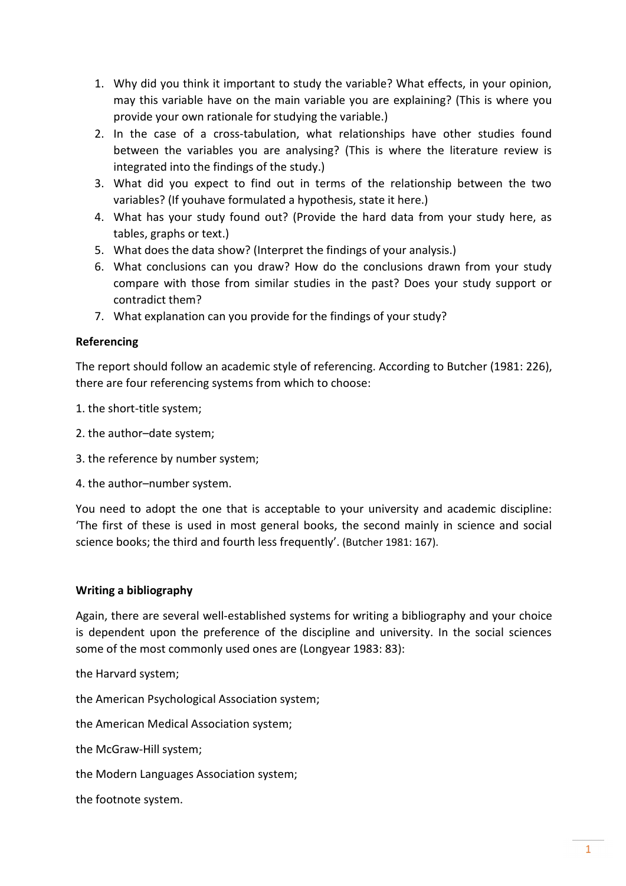1. Why did you think it important to study the variable? What effects, in your opinion, may this variable have on the main variable you are explaining? (This is where you provide your own rationale for studying the variable.)
2. In the case of a cross-tabulation, what relationships have other studies found between the variables you are analysing? (This is where the literature review is integrated into the findings of the study.)
3. What did you expect to find out in terms of the relationship between the two variables? (If youhave formulated a hypothesis, state it here.)
4. What has your study found out? (Provide the hard data from your study here, as tables, graphs or text.)
5. What does the data show? (Interpret the findings of your analysis.)
6. What conclusions can you draw? How do the conclusions drawn from your study compare with those from similar studies in the past? Does your study support or contradict them?
7. What explanation can you provide for the findings of your study?

**Referencing**

The report should follow an academic style of referencing. According to Butcher (1981: 226), there are four referencing systems from which to choose:

1. the short-title system;

2. the author–date system;

3. the reference by number system;

4. the author–number system.

You need to adopt the one that is acceptable to your university and academic discipline: 'The first of these is used in most general books, the second mainly in science and social science books; the third and fourth less frequently'. (Butcher 1981: 167).

**Writing a bibliography**

Again, there are several well-established systems for writing a bibliography and your choice is dependent upon the preference of the discipline and university. In the social sciences some of the most commonly used ones are (Longyear 1983: 83):

the Harvard system;

the American Psychological Association system;

the American Medical Association system;

the McGraw-Hill system;

the Modern Languages Association system;

the footnote system.